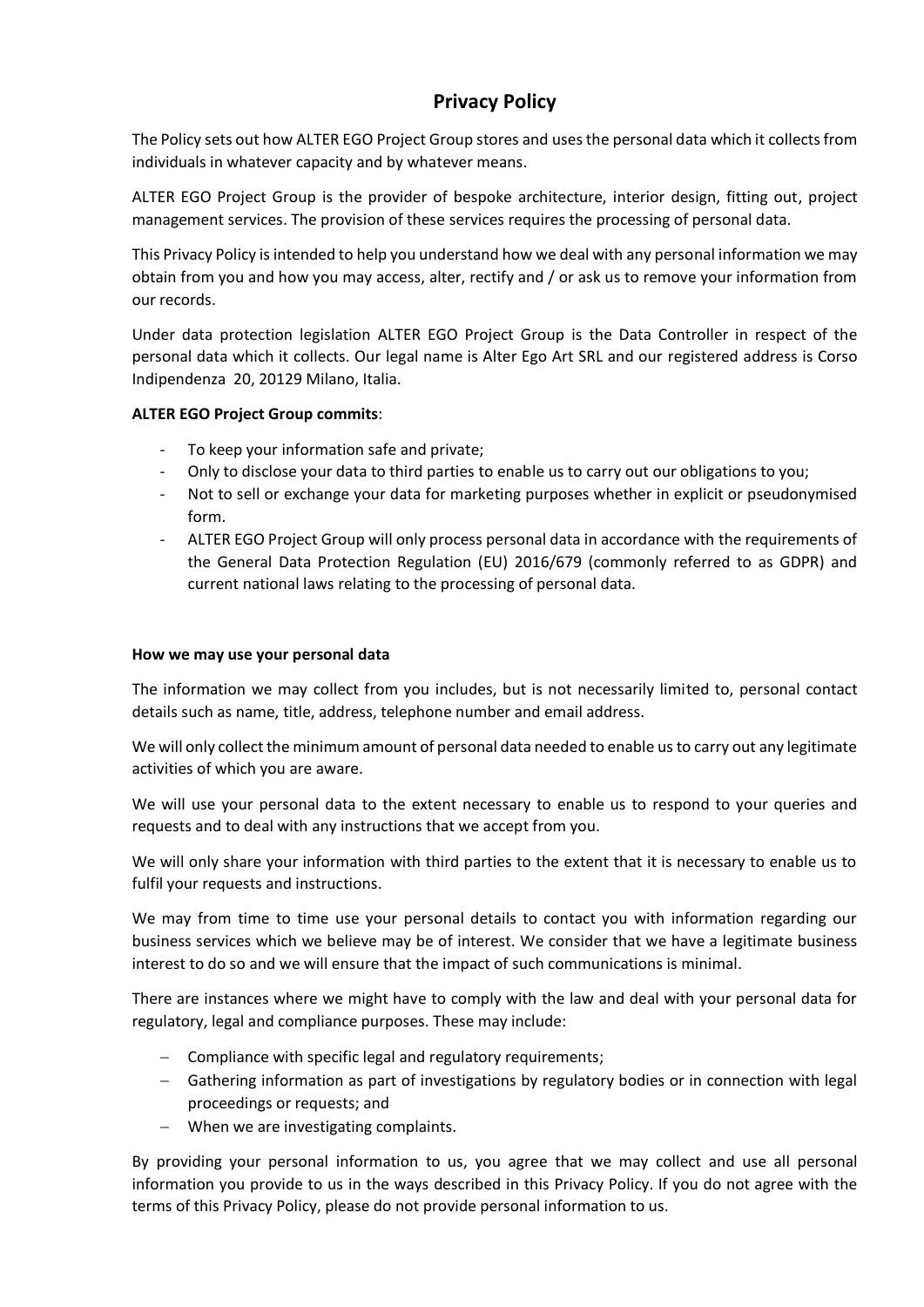# Privacy Policy

The Policy sets out how ALTER EGO Project Group stores and uses the personal data which it collects from individuals in whatever capacity and by whatever means.

ALTER EGO Project Group is the provider of bespoke architecture, interior design, fitting out, project management services. The provision of these services requires the processing of personal data.

This Privacy Policy is intended to help you understand how we deal with any personal information we may obtain from you and how you may access, alter, rectify and / or ask us to remove your information from our records.

Under data protection legislation ALTER EGO Project Group is the Data Controller in respect of the personal data which it collects. Our legal name is Alter Ego Art SRL and our registered address is Corso Indipendenza 20, 20129 Milano, Italia.

**ALTER EGO Project Group commits**:

- To keep your information safe and private;
- Only to disclose your data to third parties to enable us to carry out our obligations to you;
- Not to sell or exchange your data for marketing purposes whether in explicit or pseudonymised form.
- ALTER EGO Project Group will only process personal data in accordance with the requirements of the General Data Protection Regulation (EU) 2016/679 (commonly referred to as GDPR) and current national laws relating to the processing of personal data.

**How we may use your personal data**

The information we may collect from you includes, but is not necessarily limited to, personal contact details such as name, title, address, telephone number and email address.

We will only collect the minimum amount of personal data needed to enable us to carry out any legitimate activities of which you are aware.

We will use your personal data to the extent necessary to enable us to respond to your queries and requests and to deal with any instructions that we accept from you.

We will only share your information with third parties to the extent that it is necessary to enable us to fulfil your requests and instructions.

We may from time to time use your personal details to contact you with information regarding our business services which we believe may be of interest. We consider that we have a legitimate business interest to do so and we will ensure that the impact of such communications is minimal.

There are instances where we might have to comply with the law and deal with your personal data for regulatory, legal and compliance purposes. These may include:

- Compliance with specific legal and regulatory requirements;
- Gathering information as part of investigations by regulatory bodies or in connection with legal proceedings or requests; and
- When we are investigating complaints.

By providing your personal information to us, you agree that we may collect and use all personal information you provide to us in the ways described in this Privacy Policy. If you do not agree with the terms of this Privacy Policy, please do not provide personal information to us.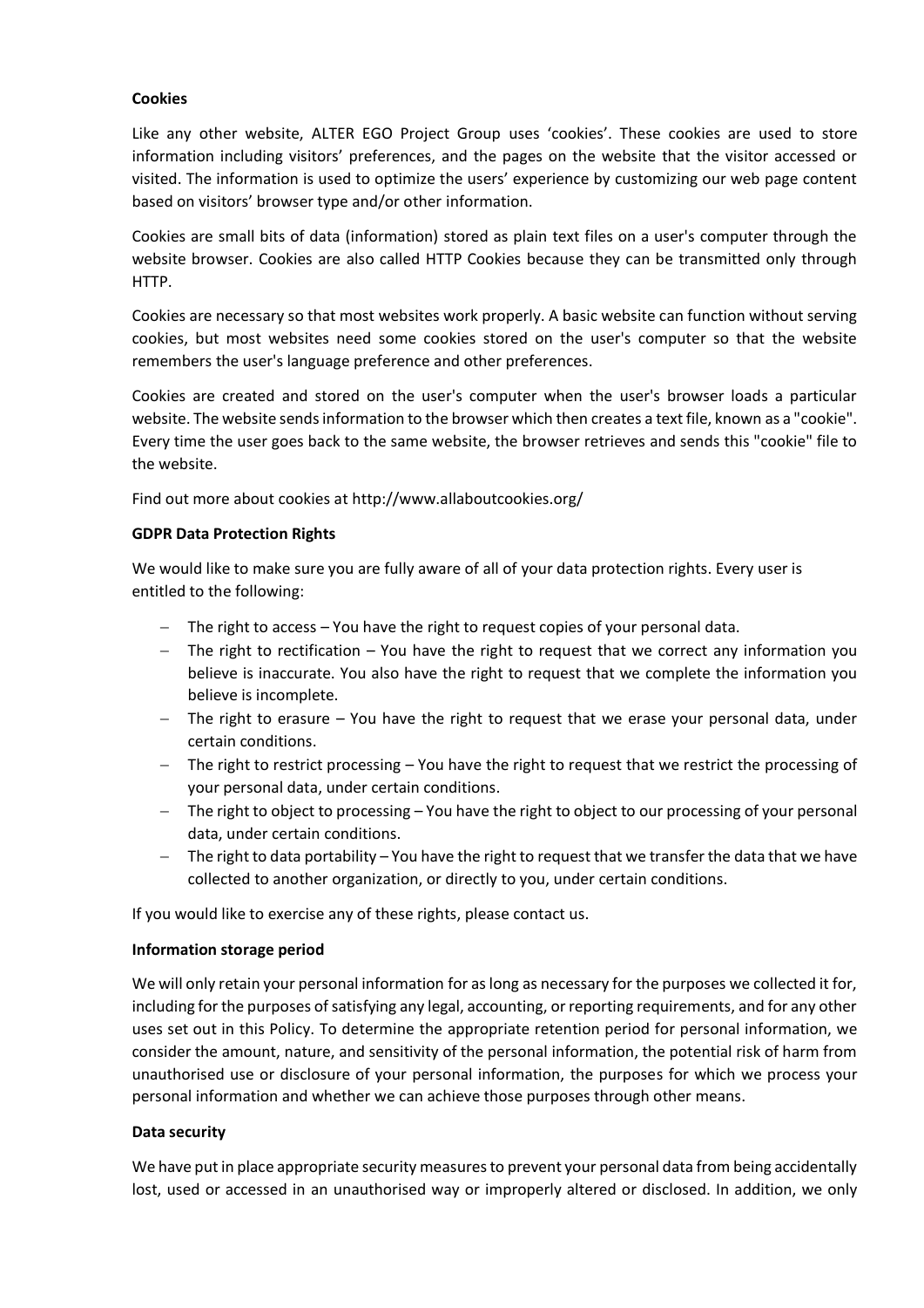**Cookies**

Like any other website, ALTER EGO Project Group uses 'cookies'. These cookies are used to store information including visitors' preferences, and the pages on the website that the visitor accessed or visited. The information is used to optimize the users' experience by customizing our web page content based on visitors' browser type and/or other information.

Cookies are small bits of data (information) stored as plain text files on a user's computer through the website browser. Cookies are also called HTTP Cookies because they can be transmitted only through HTTP.

Cookies are necessary so that most websites work properly. A basic website can function without serving cookies, but most websites need some cookies stored on the user's computer so that the website remembers the user's language preference and other preferences.

Cookies are created and stored on the user's computer when the user's browser loads a particular website. The website sends information to the browser which then creates a text file, known as a "cookie". Every time the user goes back to the same website, the browser retrieves and sends this "cookie" file to the website.

Find out more about cookies at http://www.allaboutcookies.org/

**GDPR Data Protection Rights**

We would like to make sure you are fully aware of all of your data protection rights. Every user is entitled to the following:

- The right to access – You have the right to request copies of your personal data.
- The right to rectification – You have the right to request that we correct any information you believe is inaccurate. You also have the right to request that we complete the information you believe is incomplete.
- The right to erasure – You have the right to request that we erase your personal data, under certain conditions.
- The right to restrict processing – You have the right to request that we restrict the processing of your personal data, under certain conditions.
- The right to object to processing – You have the right to object to our processing of your personal data, under certain conditions.
- The right to data portability – You have the right to request that we transfer the data that we have collected to another organization, or directly to you, under certain conditions.

If you would like to exercise any of these rights, please contact us.

**Information storage period**

We will only retain your personal information for as long as necessary for the purposes we collected it for, including for the purposes of satisfying any legal, accounting, or reporting requirements, and for any other uses set out in this Policy. To determine the appropriate retention period for personal information, we consider the amount, nature, and sensitivity of the personal information, the potential risk of harm from unauthorised use or disclosure of your personal information, the purposes for which we process your personal information and whether we can achieve those purposes through other means.

**Data security**

We have put in place appropriate security measures to prevent your personal data from being accidentally lost, used or accessed in an unauthorised way or improperly altered or disclosed. In addition, we only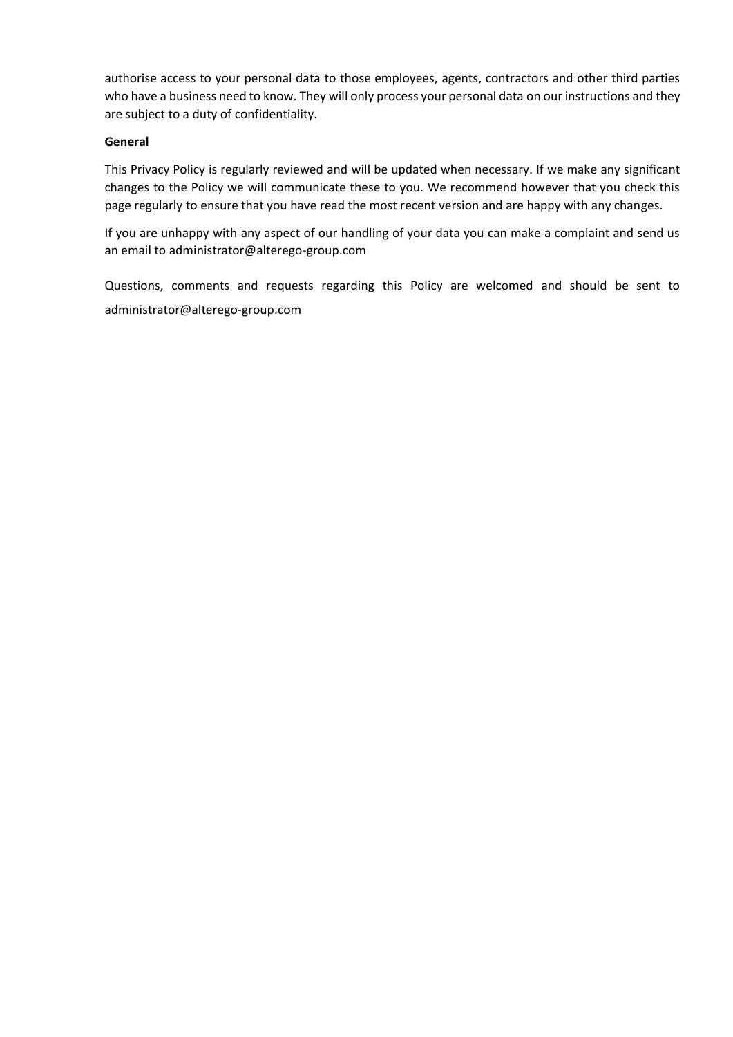authorise access to your personal data to those employees, agents, contractors and other third parties who have a business need to know. They will only process your personal data on our instructions and they are subject to a duty of confidentiality.

**General**

This Privacy Policy is regularly reviewed and will be updated when necessary. If we make any significant changes to the Policy we will communicate these to you. We recommend however that you check this page regularly to ensure that you have read the most recent version and are happy with any changes.

If you are unhappy with any aspect of our handling of your data you can make a complaint and send us an email to administrator@alterego-group.com

Questions, comments and requests regarding this Policy are welcomed and should be sent to administrator@alterego-group.com